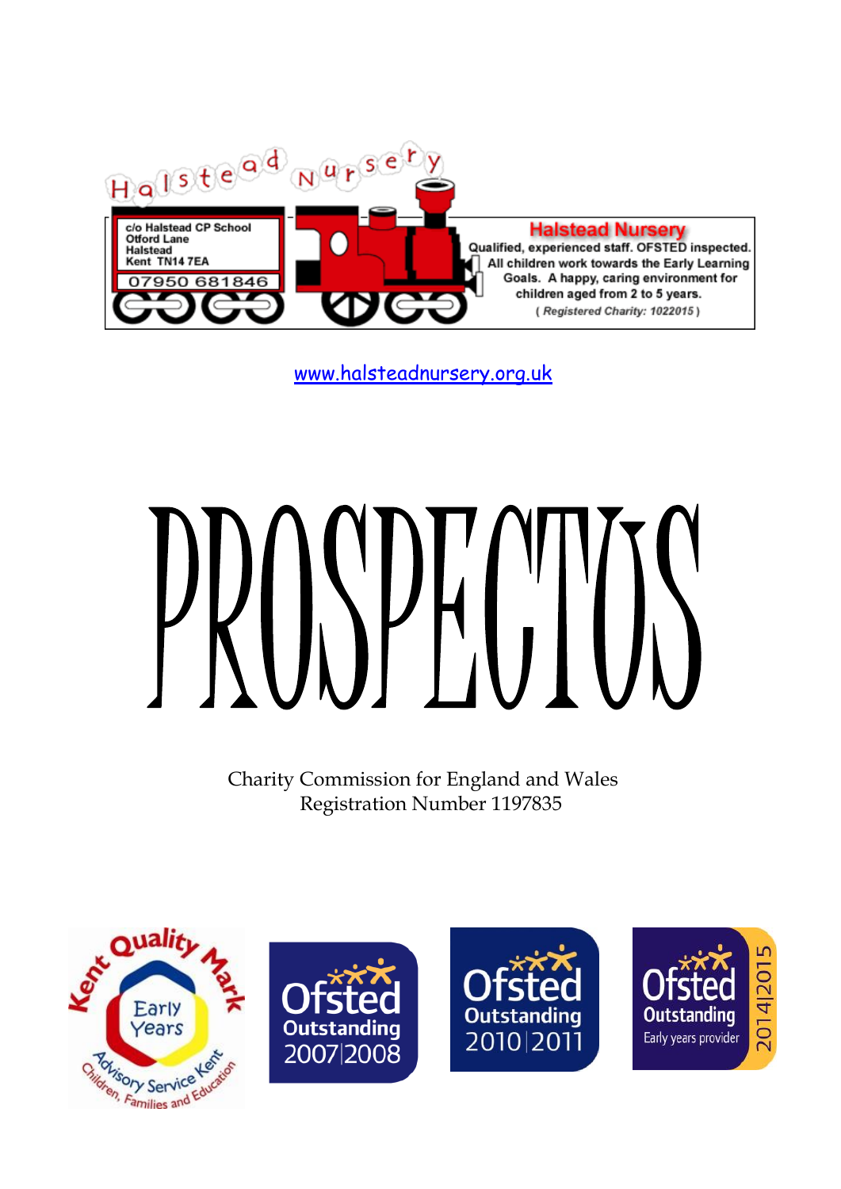Halstead Nursery

c/o Halstead CP School
Otford Lane
Halstead
Kent TN14 7EA

07950 681846

**Halstead Nursery**

Qualified, experienced staff. OFSTED inspected. All children work towards the Early Learning Goals. A happy, caring environment for children aged from 2 to 5 years.

*( Registered Charity: 1022015 )*

www.halsteadnursery.org.uk

# PROSPECTUS

Charity Commission for England and Wales
Registration Number 1197835

Kent Quality Mark Early Years — Advisory Service Kent, Children, Families and Education

Ofsted Outstanding 2007|2008

Ofsted Outstanding 2010|2011

Ofsted Outstanding Early years provider 2014|2015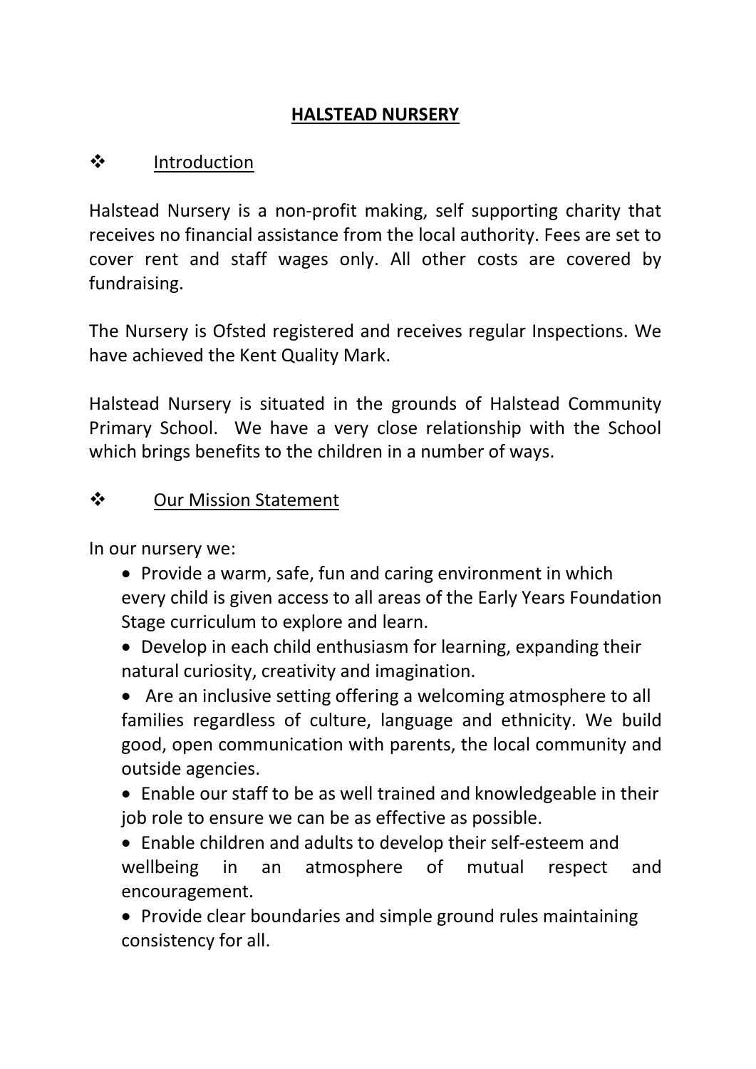# HALSTEAD NURSERY

## Introduction

Halstead Nursery is a non-profit making, self supporting charity that receives no financial assistance from the local authority. Fees are set to cover rent and staff wages only. All other costs are covered by fundraising.

The Nursery is Ofsted registered and receives regular Inspections. We have achieved the Kent Quality Mark.

Halstead Nursery is situated in the grounds of Halstead Community Primary School. We have a very close relationship with the School which brings benefits to the children in a number of ways.

## Our Mission Statement

In our nursery we:

- Provide a warm, safe, fun and caring environment in which every child is given access to all areas of the Early Years Foundation Stage curriculum to explore and learn.
- Develop in each child enthusiasm for learning, expanding their natural curiosity, creativity and imagination.
- Are an inclusive setting offering a welcoming atmosphere to all families regardless of culture, language and ethnicity. We build good, open communication with parents, the local community and outside agencies.
- Enable our staff to be as well trained and knowledgeable in their job role to ensure we can be as effective as possible.
- Enable children and adults to develop their self-esteem and wellbeing in an atmosphere of mutual respect and encouragement.
- Provide clear boundaries and simple ground rules maintaining consistency for all.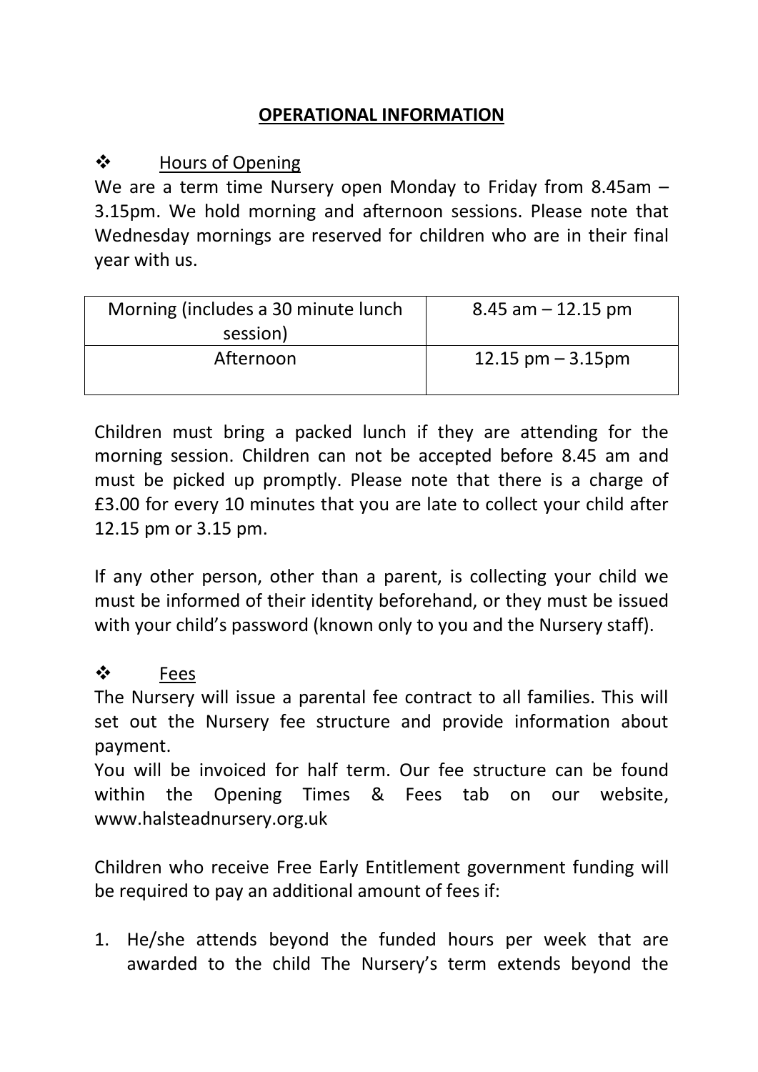## OPERATIONAL INFORMATION

### ❖ Hours of Opening

We are a term time Nursery open Monday to Friday from 8.45am – 3.15pm. We hold morning and afternoon sessions. Please note that Wednesday mornings are reserved for children who are in their final year with us.

| Morning (includes a 30 minute lunch session) | 8.45 am – 12.15 pm |
|---|---|
| Afternoon | 12.15 pm – 3.15pm |

Children must bring a packed lunch if they are attending for the morning session. Children can not be accepted before 8.45 am and must be picked up promptly. Please note that there is a charge of £3.00 for every 10 minutes that you are late to collect your child after 12.15 pm or 3.15 pm.

If any other person, other than a parent, is collecting your child we must be informed of their identity beforehand, or they must be issued with your child's password (known only to you and the Nursery staff).

### ❖ Fees

The Nursery will issue a parental fee contract to all families. This will set out the Nursery fee structure and provide information about payment.

You will be invoiced for half term. Our fee structure can be found within the Opening Times & Fees tab on our website, www.halsteadnursery.org.uk

Children who receive Free Early Entitlement government funding will be required to pay an additional amount of fees if:

1. He/she attends beyond the funded hours per week that are awarded to the child The Nursery's term extends beyond the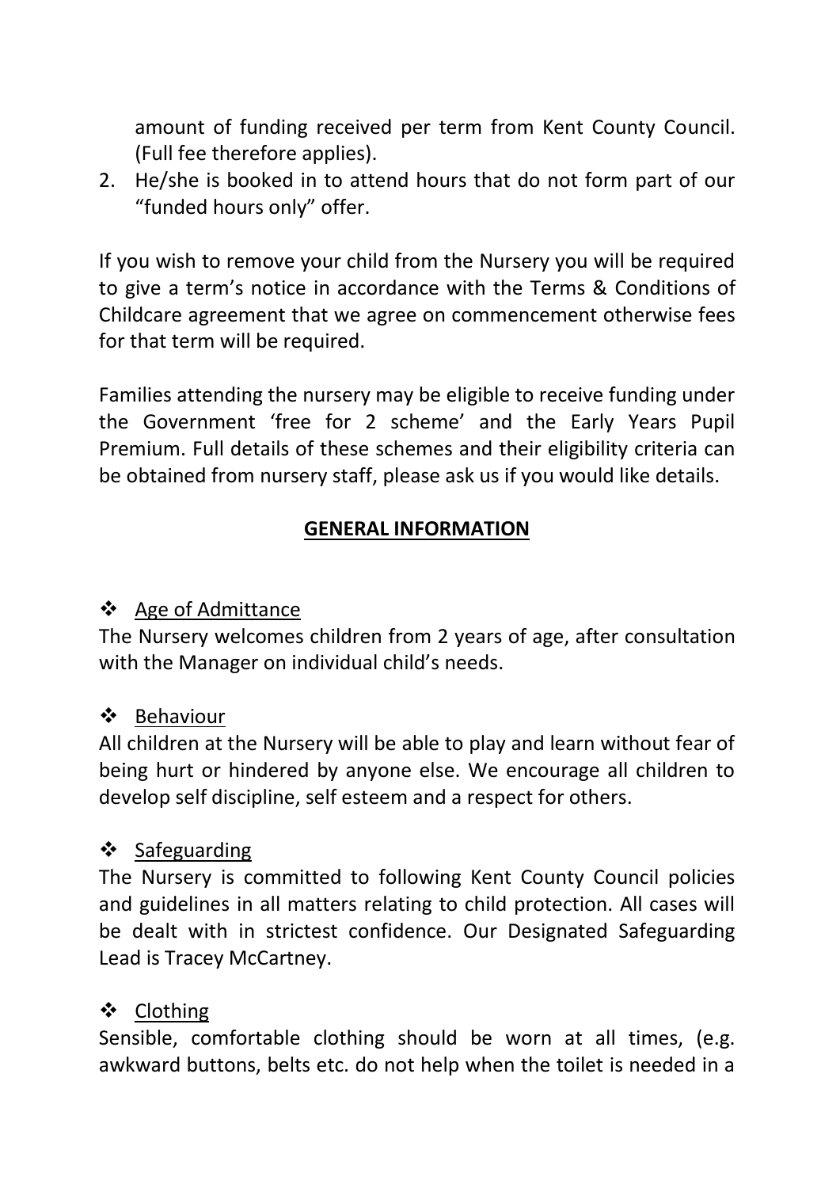amount of funding received per term from Kent County Council. (Full fee therefore applies).

2. He/she is booked in to attend hours that do not form part of our "funded hours only" offer.

If you wish to remove your child from the Nursery you will be required to give a term's notice in accordance with the Terms & Conditions of Childcare agreement that we agree on commencement otherwise fees for that term will be required.

Families attending the nursery may be eligible to receive funding under the Government 'free for 2 scheme' and the Early Years Pupil Premium. Full details of these schemes and their eligibility criteria can be obtained from nursery staff, please ask us if you would like details.

## GENERAL INFORMATION

- Age of Admittance

The Nursery welcomes children from 2 years of age, after consultation with the Manager on individual child's needs.

- Behaviour

All children at the Nursery will be able to play and learn without fear of being hurt or hindered by anyone else. We encourage all children to develop self discipline, self esteem and a respect for others.

- Safeguarding

The Nursery is committed to following Kent County Council policies and guidelines in all matters relating to child protection. All cases will be dealt with in strictest confidence. Our Designated Safeguarding Lead is Tracey McCartney.

- Clothing

Sensible, comfortable clothing should be worn at all times, (e.g. awkward buttons, belts etc. do not help when the toilet is needed in a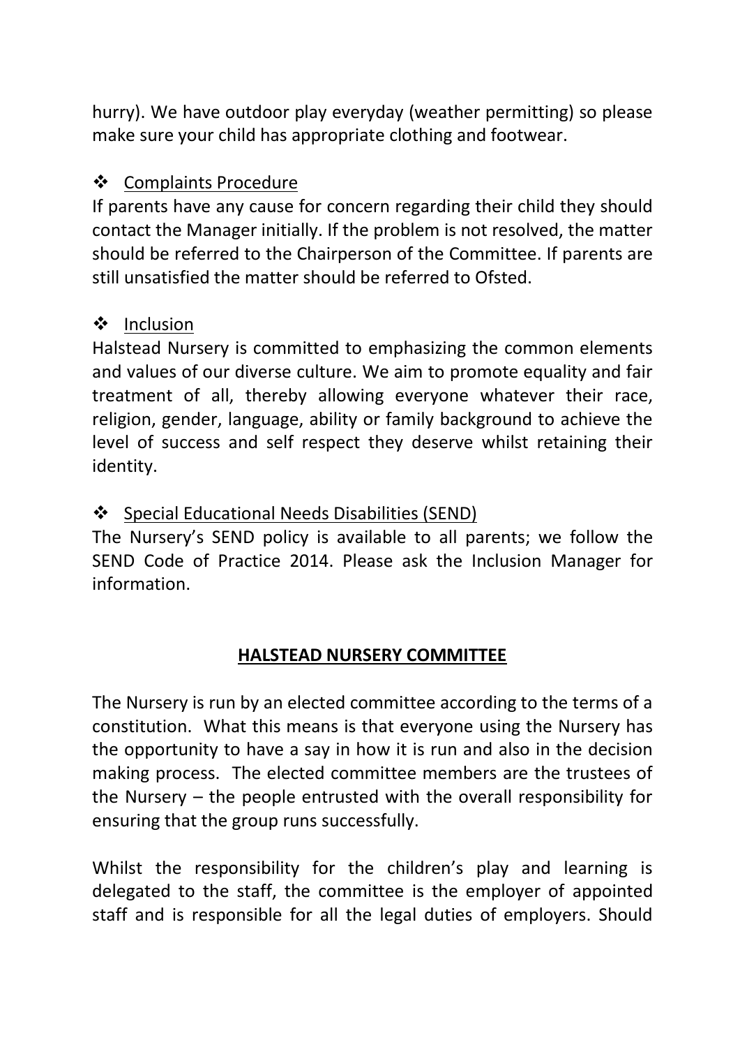hurry). We have outdoor play everyday (weather permitting) so please make sure your child has appropriate clothing and footwear.

- <u>Complaints Procedure</u>

If parents have any cause for concern regarding their child they should contact the Manager initially. If the problem is not resolved, the matter should be referred to the Chairperson of the Committee. If parents are still unsatisfied the matter should be referred to Ofsted.

- <u>Inclusion</u>

Halstead Nursery is committed to emphasizing the common elements and values of our diverse culture. We aim to promote equality and fair treatment of all, thereby allowing everyone whatever their race, religion, gender, language, ability or family background to achieve the level of success and self respect they deserve whilst retaining their identity.

- <u>Special Educational Needs Disabilities (SEND)</u>

The Nursery's SEND policy is available to all parents; we follow the SEND Code of Practice 2014. Please ask the Inclusion Manager for information.

## HALSTEAD NURSERY COMMITTEE

The Nursery is run by an elected committee according to the terms of a constitution. What this means is that everyone using the Nursery has the opportunity to have a say in how it is run and also in the decision making process. The elected committee members are the trustees of the Nursery – the people entrusted with the overall responsibility for ensuring that the group runs successfully.

Whilst the responsibility for the children's play and learning is delegated to the staff, the committee is the employer of appointed staff and is responsible for all the legal duties of employers. Should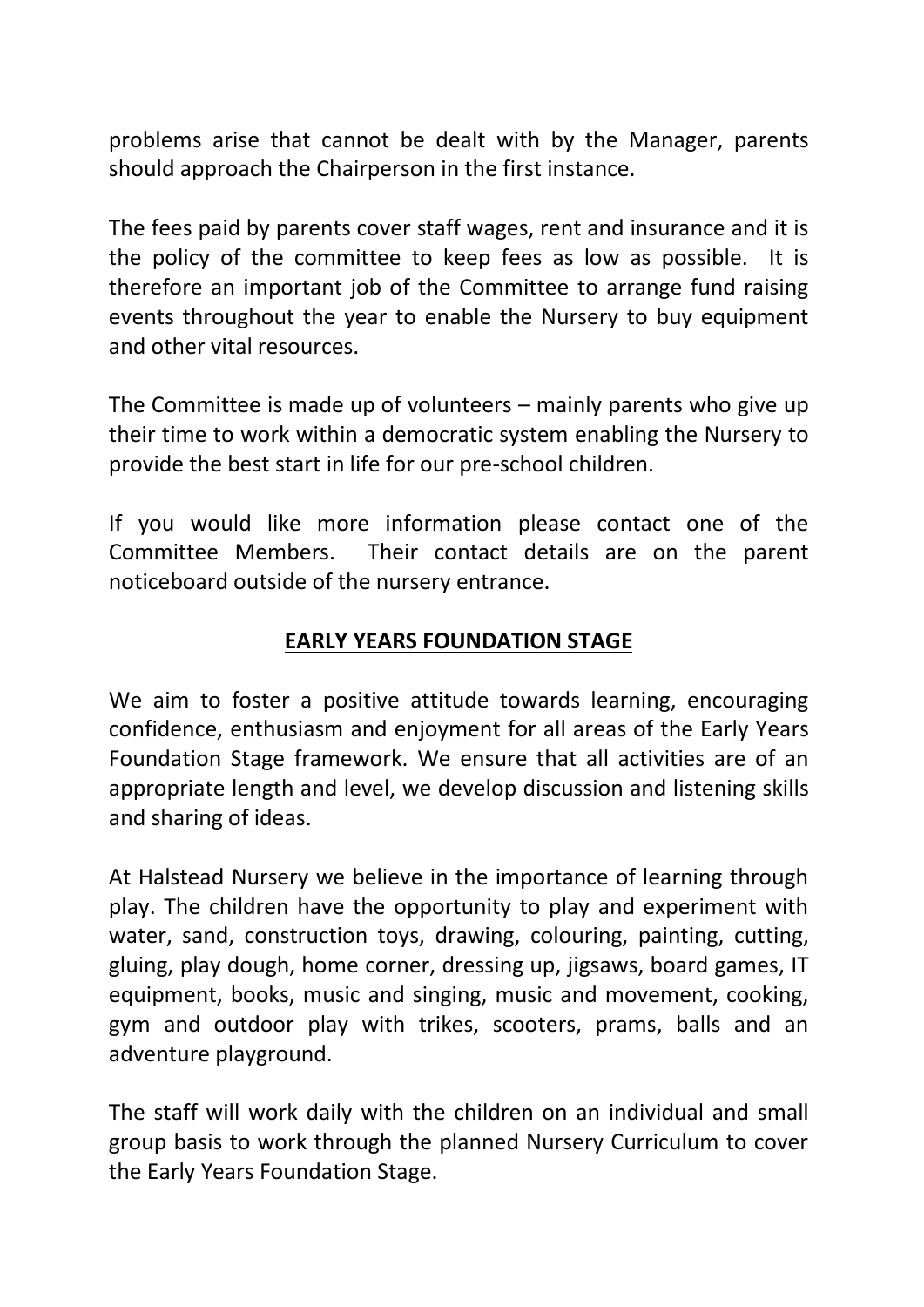problems arise that cannot be dealt with by the Manager, parents should approach the Chairperson in the first instance.

The fees paid by parents cover staff wages, rent and insurance and it is the policy of the committee to keep fees as low as possible. It is therefore an important job of the Committee to arrange fund raising events throughout the year to enable the Nursery to buy equipment and other vital resources.

The Committee is made up of volunteers – mainly parents who give up their time to work within a democratic system enabling the Nursery to provide the best start in life for our pre-school children.

If you would like more information please contact one of the Committee Members. Their contact details are on the parent noticeboard outside of the nursery entrance.

## EARLY YEARS FOUNDATION STAGE

We aim to foster a positive attitude towards learning, encouraging confidence, enthusiasm and enjoyment for all areas of the Early Years Foundation Stage framework. We ensure that all activities are of an appropriate length and level, we develop discussion and listening skills and sharing of ideas.

At Halstead Nursery we believe in the importance of learning through play. The children have the opportunity to play and experiment with water, sand, construction toys, drawing, colouring, painting, cutting, gluing, play dough, home corner, dressing up, jigsaws, board games, IT equipment, books, music and singing, music and movement, cooking, gym and outdoor play with trikes, scooters, prams, balls and an adventure playground.

The staff will work daily with the children on an individual and small group basis to work through the planned Nursery Curriculum to cover the Early Years Foundation Stage.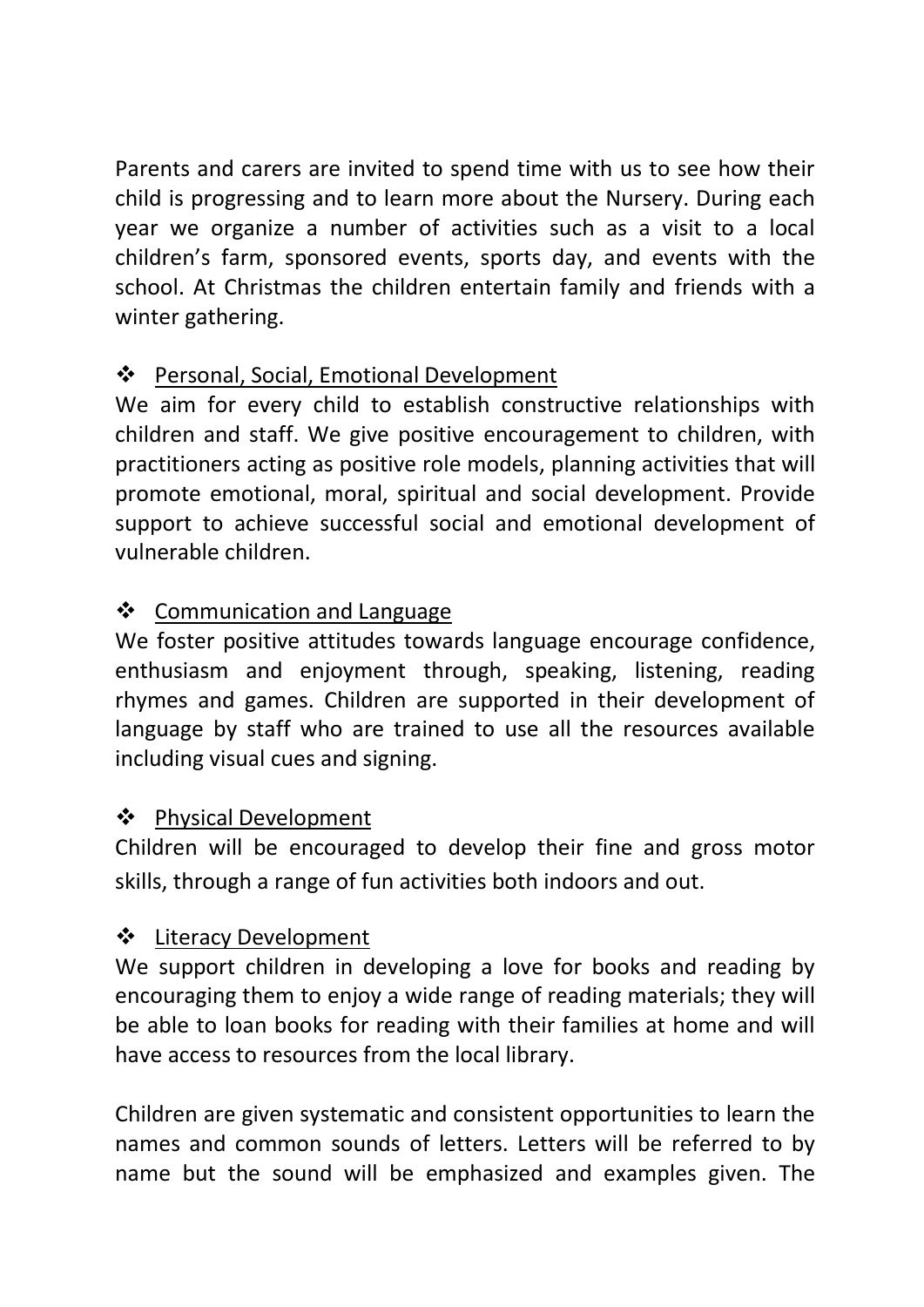Parents and carers are invited to spend time with us to see how their child is progressing and to learn more about the Nursery. During each year we organize a number of activities such as a visit to a local children's farm, sponsored events, sports day, and events with the school. At Christmas the children entertain family and friends with a winter gathering.

❖ <u>Personal, Social, Emotional Development</u>

We aim for every child to establish constructive relationships with children and staff. We give positive encouragement to children, with practitioners acting as positive role models, planning activities that will promote emotional, moral, spiritual and social development. Provide support to achieve successful social and emotional development of vulnerable children.

❖ <u>Communication and Language</u>

We foster positive attitudes towards language encourage confidence, enthusiasm and enjoyment through, speaking, listening, reading rhymes and games. Children are supported in their development of language by staff who are trained to use all the resources available including visual cues and signing.

❖ <u>Physical Development</u>

Children will be encouraged to develop their fine and gross motor skills, through a range of fun activities both indoors and out.

❖ <u>Literacy Development</u>

We support children in developing a love for books and reading by encouraging them to enjoy a wide range of reading materials; they will be able to loan books for reading with their families at home and will have access to resources from the local library.

Children are given systematic and consistent opportunities to learn the names and common sounds of letters. Letters will be referred to by name but the sound will be emphasized and examples given. The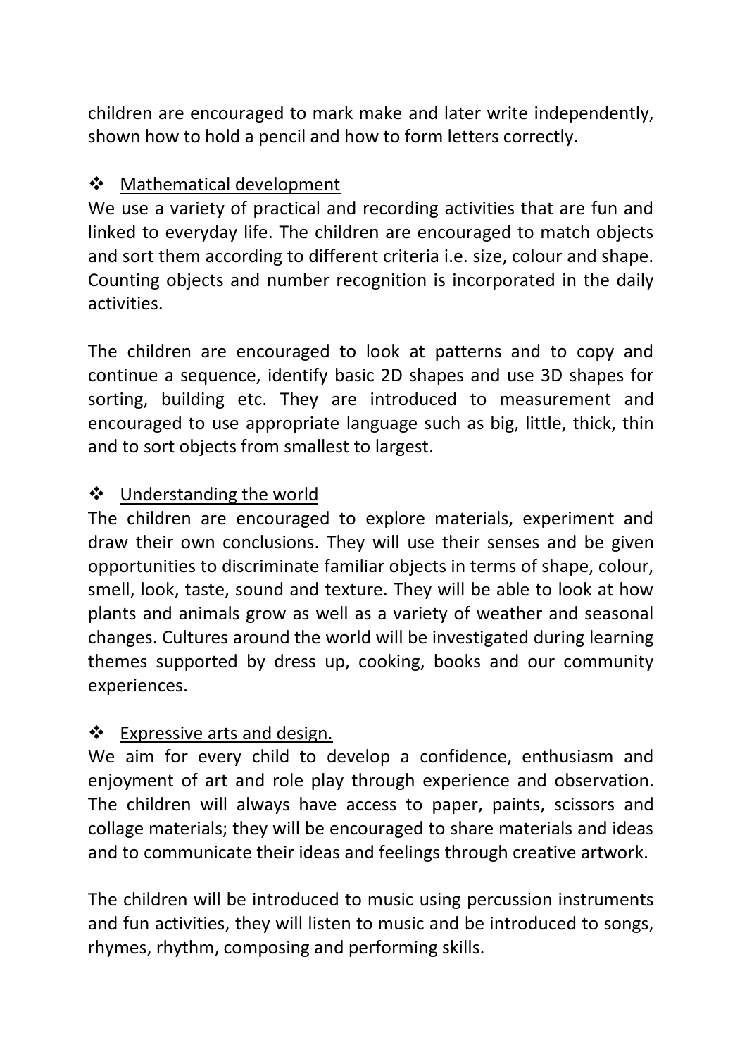children are encouraged to mark make and later write independently, shown how to hold a pencil and how to form letters correctly.

❖ <u>Mathematical development</u>

We use a variety of practical and recording activities that are fun and linked to everyday life. The children are encouraged to match objects and sort them according to different criteria i.e. size, colour and shape. Counting objects and number recognition is incorporated in the daily activities.

The children are encouraged to look at patterns and to copy and continue a sequence, identify basic 2D shapes and use 3D shapes for sorting, building etc. They are introduced to measurement and encouraged to use appropriate language such as big, little, thick, thin and to sort objects from smallest to largest.

❖ <u>Understanding the world</u>

The children are encouraged to explore materials, experiment and draw their own conclusions. They will use their senses and be given opportunities to discriminate familiar objects in terms of shape, colour, smell, look, taste, sound and texture. They will be able to look at how plants and animals grow as well as a variety of weather and seasonal changes. Cultures around the world will be investigated during learning themes supported by dress up, cooking, books and our community experiences.

❖ <u>Expressive arts and design.</u>

We aim for every child to develop a confidence, enthusiasm and enjoyment of art and role play through experience and observation. The children will always have access to paper, paints, scissors and collage materials; they will be encouraged to share materials and ideas and to communicate their ideas and feelings through creative artwork.

The children will be introduced to music using percussion instruments and fun activities, they will listen to music and be introduced to songs, rhymes, rhythm, composing and performing skills.